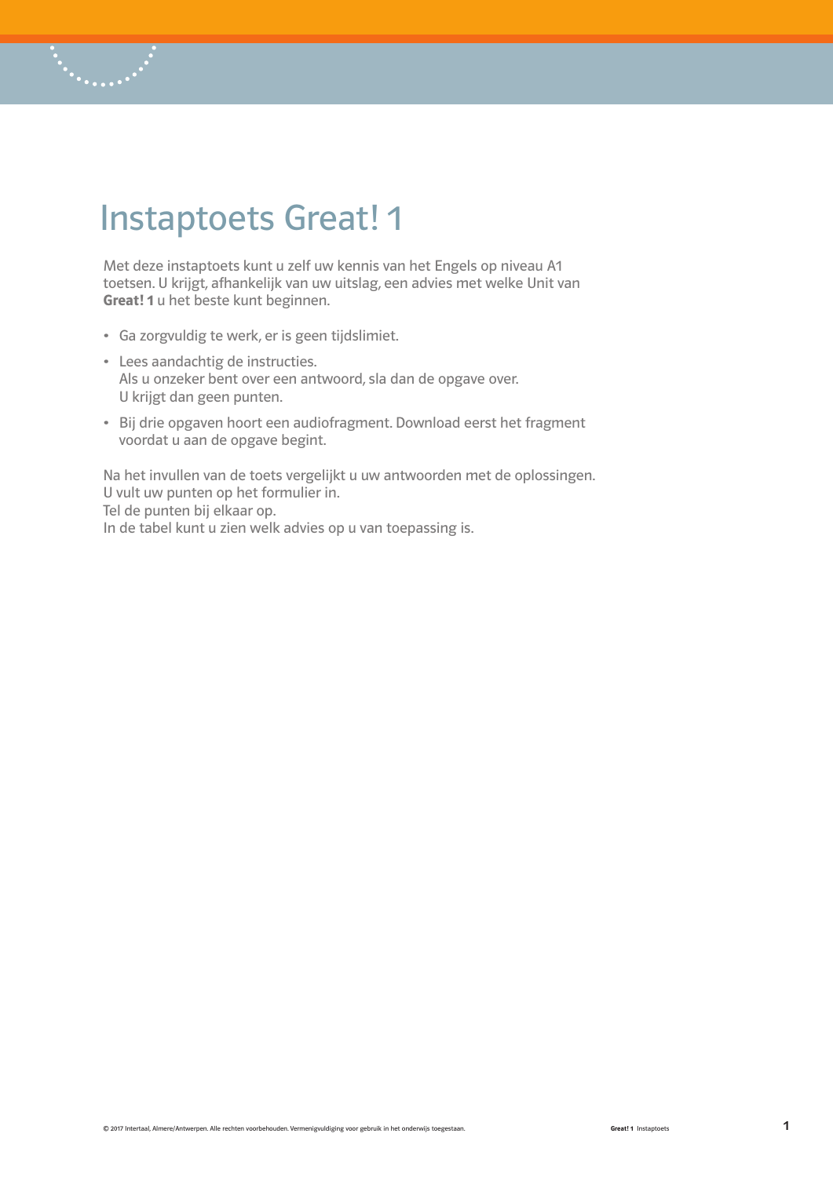# Instaptoets Great! 1

Met deze instaptoets kunt u zelf uw kennis van het Engels op niveau A1 toetsen. U krijgt, afhankelijk van uw uitslag, een advies met welke Unit van **Great! 1** u het beste kunt beginnen.

- Ga zorgvuldig te werk, er is geen tijdslimiet.
- Lees aandachtig de instructies.
  Als u onzeker bent over een antwoord, sla dan de opgave over.
  U krijgt dan geen punten.
- Bij drie opgaven hoort een audiofragment. Download eerst het fragment voordat u aan de opgave begint.

Na het invullen van de toets vergelijkt u uw antwoorden met de oplossingen.
U vult uw punten op het formulier in.
Tel de punten bij elkaar op.
In de tabel kunt u zien welk advies op u van toepassing is.

© 2017 Intertaal, Almere/Antwerpen. Alle rechten voorbehouden. Vermenigvuldiging voor gebruik in het onderwijs toegestaan.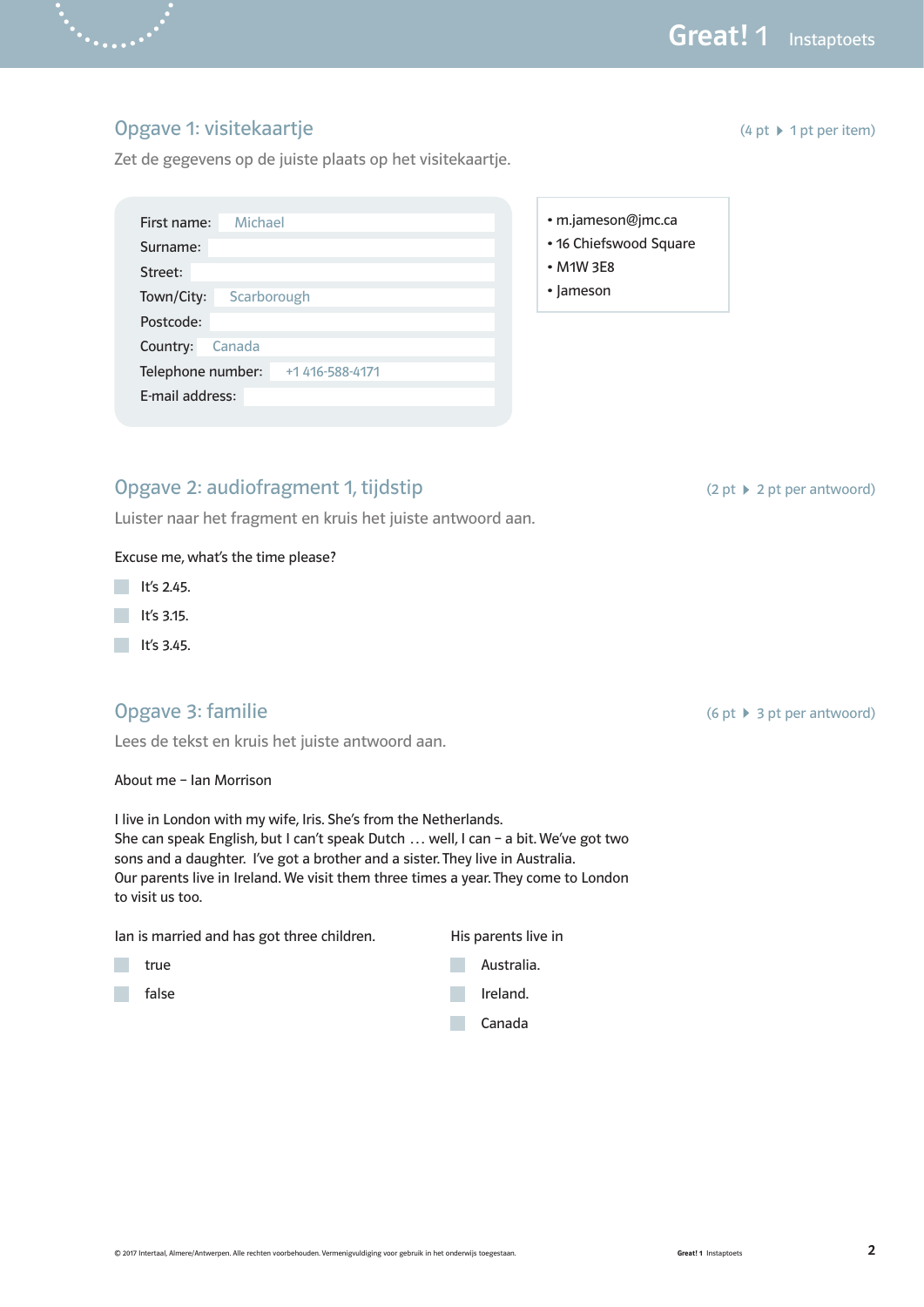## Opgave 1: visitekaartje

(4 pt ▸ 1 pt per item)

Zet de gegevens op de juiste plaats op het visitekaartje.

| | |
|---|---|
| First name: | Michael |
| Surname: | |
| Street: | |
| Town/City: | Scarborough |
| Postcode: | |
| Country: | Canada |
| Telephone number: | +1 416-588-4171 |
| E-mail address: | |

- m.jameson@jmc.ca
- 16 Chiefswood Square
- M1W 3E8
- Jameson

## Opgave 2: audiofragment 1, tijdstip

(2 pt ▸ 2 pt per antwoord)

Luister naar het fragment en kruis het juiste antwoord aan.

Excuse me, what's the time please?

- [ ] It's 2.45.
- [ ] It's 3.15.
- [ ] It's 3.45.

## Opgave 3: familie

(6 pt ▸ 3 pt per antwoord)

Lees de tekst en kruis het juiste antwoord aan.

About me – Ian Morrison

I live in London with my wife, Iris. She's from the Netherlands.
She can speak English, but I can't speak Dutch … well, I can – a bit. We've got two sons and a daughter. I've got a brother and a sister. They live in Australia.
Our parents live in Ireland. We visit them three times a year. They come to London to visit us too.

Ian is married and has got three children.

- [ ] true
- [ ] false

His parents live in

- [ ] Australia.
- [ ] Ireland.
- [ ] Canada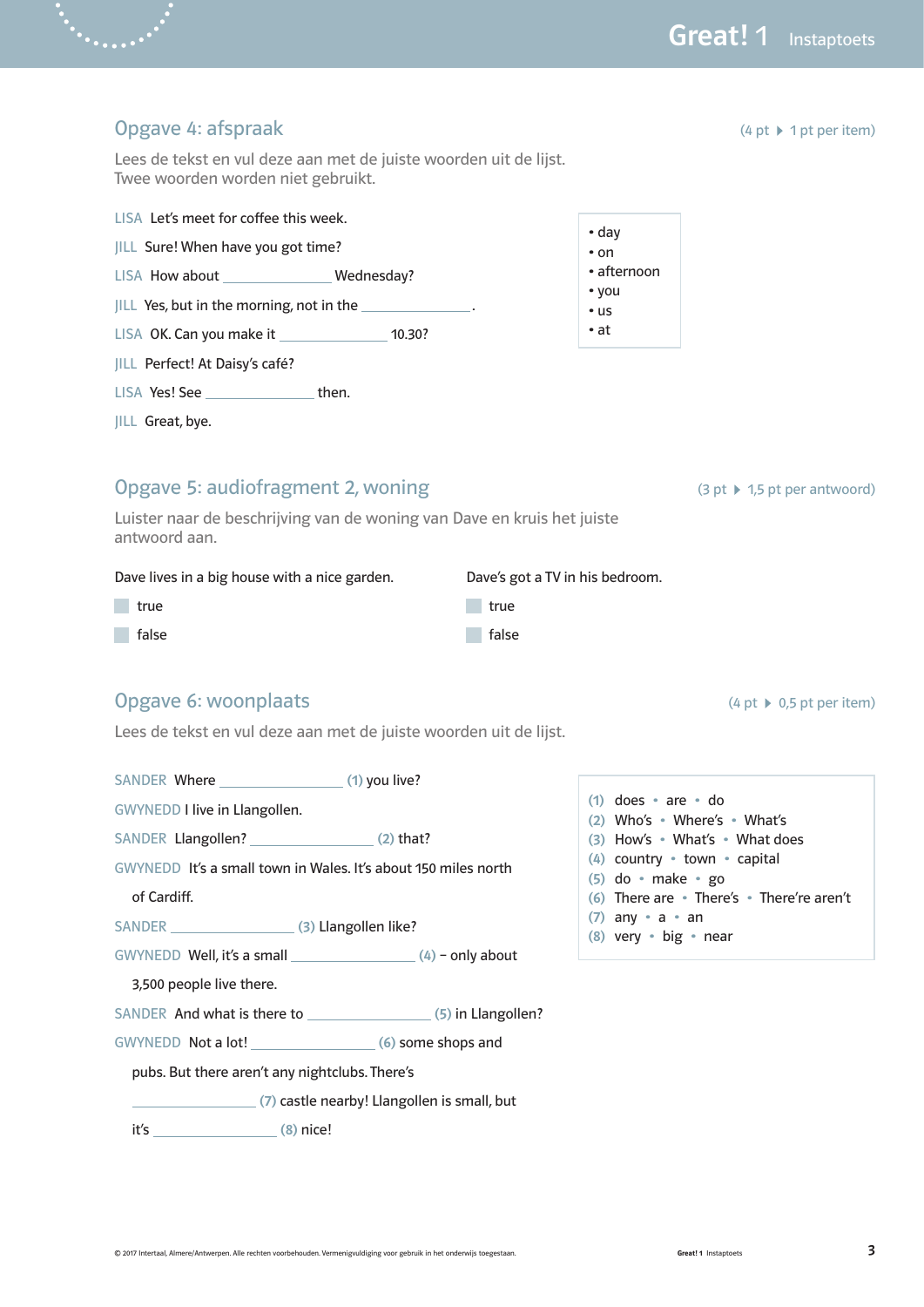## Opgave 4: afspraak

(4 pt ▶ 1 pt per item)

Lees de tekst en vul deze aan met de juiste woorden uit de lijst.
Twee woorden worden niet gebruikt.

LISA Let's meet for coffee this week.

JILL Sure! When have you got time?

LISA How about ______________ Wednesday?

JILL Yes, but in the morning, not in the ______________.

LISA OK. Can you make it ______________ 10.30?

JILL Perfect! At Daisy's café?

LISA Yes! See ______________ then.

JILL Great, bye.

- day
- on
- afternoon
- you
- us
- at

## Opgave 5: audiofragment 2, woning

(3 pt ▶ 1,5 pt per antwoord)

Luister naar de beschrijving van de woning van Dave en kruis het juiste antwoord aan.

Dave lives in a big house with a nice garden.

- ☐ true
- ☐ false

Dave's got a TV in his bedroom.

- ☐ true
- ☐ false

## Opgave 6: woonplaats

(4 pt ▶ 0,5 pt per item)

Lees de tekst en vul deze aan met de juiste woorden uit de lijst.

SANDER Where ______________ (1) you live?

GWYNEDD I live in Llangollen.

SANDER Llangollen? ______________ (2) that?

GWYNEDD It's a small town in Wales. It's about 150 miles north of Cardiff.

SANDER ______________ (3) Llangollen like?

GWYNEDD Well, it's a small ______________ (4) – only about 3,500 people live there.

SANDER And what is there to ______________ (5) in Llangollen?

GWYNEDD Not a lot! ______________ (6) some shops and pubs. But there aren't any nightclubs. There's ______________ (7) castle nearby! Llangollen is small, but it's ______________ (8) nice!

(1) does • are • do
(2) Who's • Where's • What's
(3) How's • What's • What does
(4) country • town • capital
(5) do • make • go
(6) There are • There's • There're aren't
(7) any • a • an
(8) very • big • near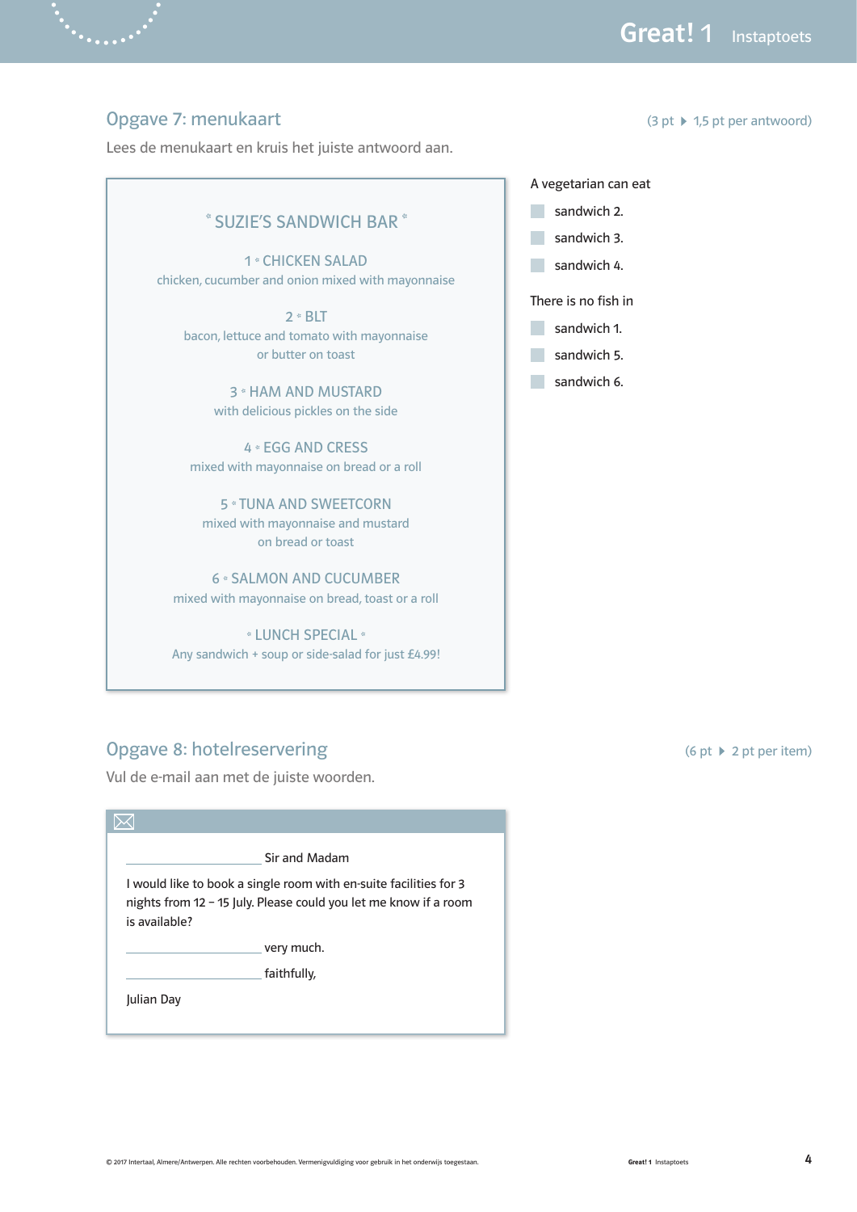## Opgave 7: menukaart

(3 pt ▸ 1,5 pt per antwoord)

Lees de menukaart en kruis het juiste antwoord aan.

**\* SUZIE'S SANDWICH BAR \***

1 \* CHICKEN SALAD
chicken, cucumber and onion mixed with mayonnaise

2 \* BLT
bacon, lettuce and tomato with mayonnaise or butter on toast

3 \* HAM AND MUSTARD
with delicious pickles on the side

4 \* EGG AND CRESS
mixed with mayonnaise on bread or a roll

5 \* TUNA AND SWEETCORN
mixed with mayonnaise and mustard on bread or toast

6 \* SALMON AND CUCUMBER
mixed with mayonnaise on bread, toast or a roll

\* LUNCH SPECIAL \*
Any sandwich + soup or side-salad for just £4.99!

A vegetarian can eat
- ☐ sandwich 2.
- ☐ sandwich 3.
- ☐ sandwich 4.

There is no fish in
- ☐ sandwich 1.
- ☐ sandwich 5.
- ☐ sandwich 6.

## Opgave 8: hotelreservering

(6 pt ▸ 2 pt per item)

Vul de e-mail aan met de juiste woorden.

____________________ Sir and Madam

I would like to book a single room with en-suite facilities for 3 nights from 12 – 15 July. Please could you let me know if a room is available?

____________________ very much.

____________________ faithfully,

Julian Day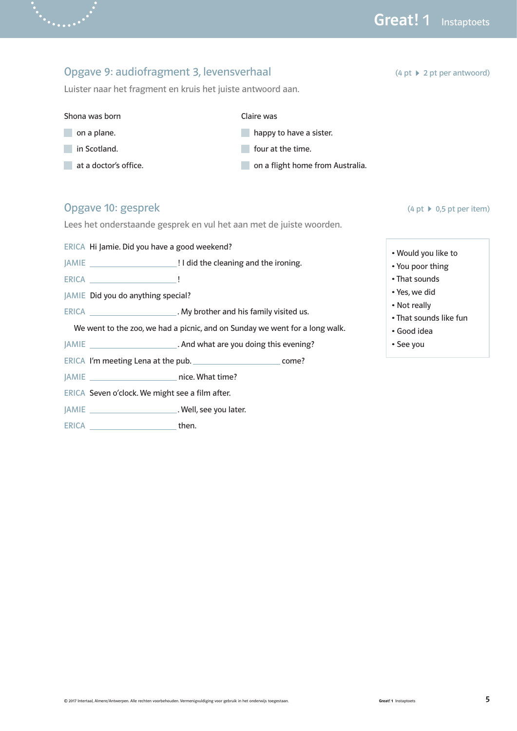## Opgave 9: audiofragment 3, levensverhaal

(4 pt ▸ 2 pt per antwoord)

Luister naar het fragment en kruis het juiste antwoord aan.

Shona was born

- ☐ on a plane.
- ☐ in Scotland.
- ☐ at a doctor's office.

Claire was

- ☐ happy to have a sister.
- ☐ four at the time.
- ☐ on a flight home from Australia.

## Opgave 10: gesprek

(4 pt ▸ 0,5 pt per item)

Lees het onderstaande gesprek en vul het aan met de juiste woorden.

- Would you like to
- You poor thing
- That sounds
- Yes, we did
- Not really
- That sounds like fun
- Good idea
- See you

ERICA Hi Jamie. Did you have a good weekend?

JAMIE ____________________! I did the cleaning and the ironing.

ERICA ____________________!

JAMIE Did you do anything special?

ERICA ____________________. My brother and his family visited us.
We went to the zoo, we had a picnic, and on Sunday we went for a long walk.

JAMIE ____________________. And what are you doing this evening?

ERICA I'm meeting Lena at the pub. ____________________ come?

JAMIE ____________________ nice. What time?

ERICA Seven o'clock. We might see a film after.

JAMIE ____________________. Well, see you later.

ERICA ____________________ then.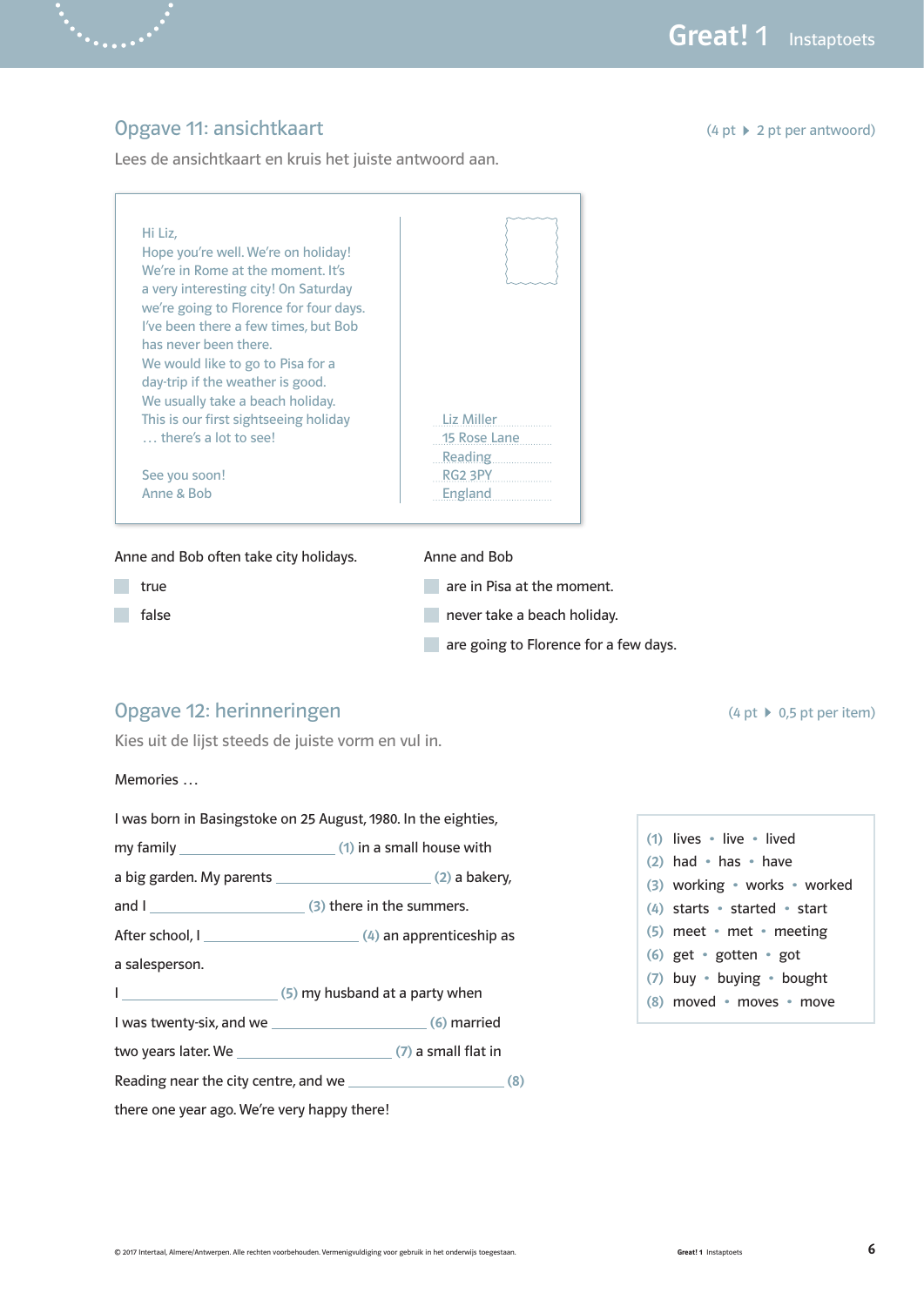## Opgave 11: ansichtkaart

(4 pt ▸ 2 pt per antwoord)

Lees de ansichtkaart en kruis het juiste antwoord aan.

> Hi Liz,
> Hope you're well. We're on holiday! We're in Rome at the moment. It's a very interesting city! On Saturday we're going to Florence for four days. I've been there a few times, but Bob has never been there.
> We would like to go to Pisa for a day-trip if the weather is good.
> We usually take a beach holiday. This is our first sightseeing holiday … there's a lot to see!
>
> See you soon!
> Anne & Bob

> Liz Miller
> 15 Rose Lane
> Reading
> RG2 3PY
> England

Anne and Bob often take city holidays.

- ☐ true
- ☐ false

Anne and Bob

- ☐ are in Pisa at the moment.
- ☐ never take a beach holiday.
- ☐ are going to Florence for a few days.

## Opgave 12: herinneringen

(4 pt ▸ 0,5 pt per item)

Kies uit de lijst steeds de juiste vorm en vul in.

Memories …

I was born in Basingstoke on 25 August, 1980. In the eighties, my family ____________________ (1) in a small house with a big garden. My parents ____________________ (2) a bakery, and I ____________________ (3) there in the summers. After school, I ____________________ (4) an apprenticeship as a salesperson.

I ____________________ (5) my husband at a party when I was twenty-six, and we ____________________ (6) married two years later. We ____________________ (7) a small flat in Reading near the city centre, and we ____________________ (8) there one year ago. We're very happy there!

(1) lives • live • lived
(2) had • has • have
(3) working • works • worked
(4) starts • started • start
(5) meet • met • meeting
(6) get • gotten • got
(7) buy • buying • bought
(8) moved • moves • move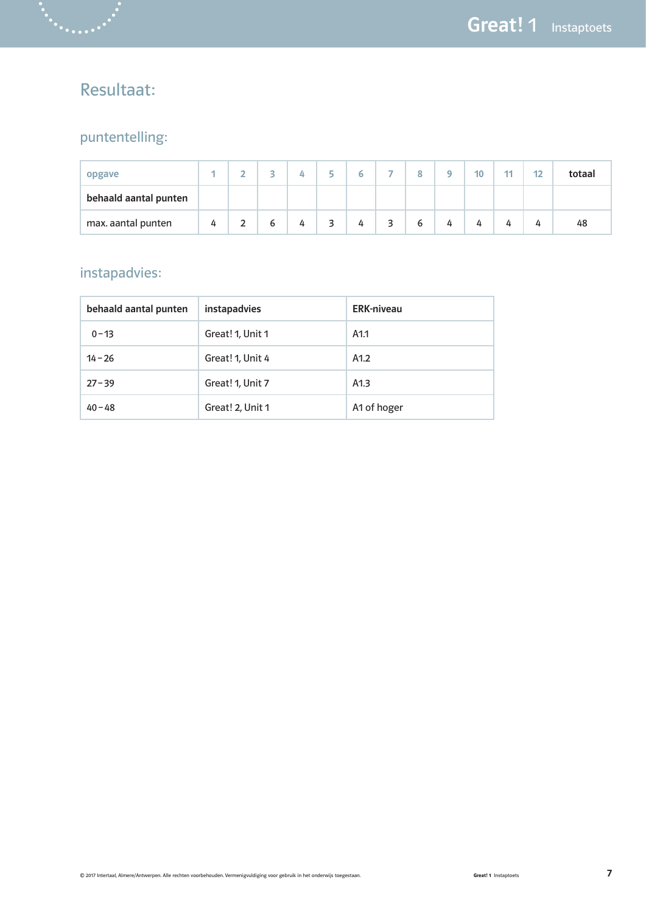# Resultaat:

## puntentelling:

| opgave | 1 | 2 | 3 | 4 | 5 | 6 | 7 | 8 | 9 | 10 | 11 | 12 | totaal |
|---|---|---|---|---|---|---|---|---|---|---|---|---|---|
| **behaald aantal punten** | | | | | | | | | | | | | |
| max. aantal punten | 4 | 2 | 6 | 4 | 3 | 4 | 3 | 6 | 4 | 4 | 4 | 4 | 48 |

## instapadvies:

| behaald aantal punten | instapadvies | ERK-niveau |
|---|---|---|
| 0 – 13 | Great! 1, Unit 1 | A1.1 |
| 14 – 26 | Great! 1, Unit 4 | A1.2 |
| 27 – 39 | Great! 1, Unit 7 | A1.3 |
| 40 – 48 | Great! 2, Unit 1 | A1 of hoger |

© 2017 Intertaal, Almere/Antwerpen. Alle rechten voorbehouden. Vermenigvuldiging voor gebruik in het onderwijs toegestaan.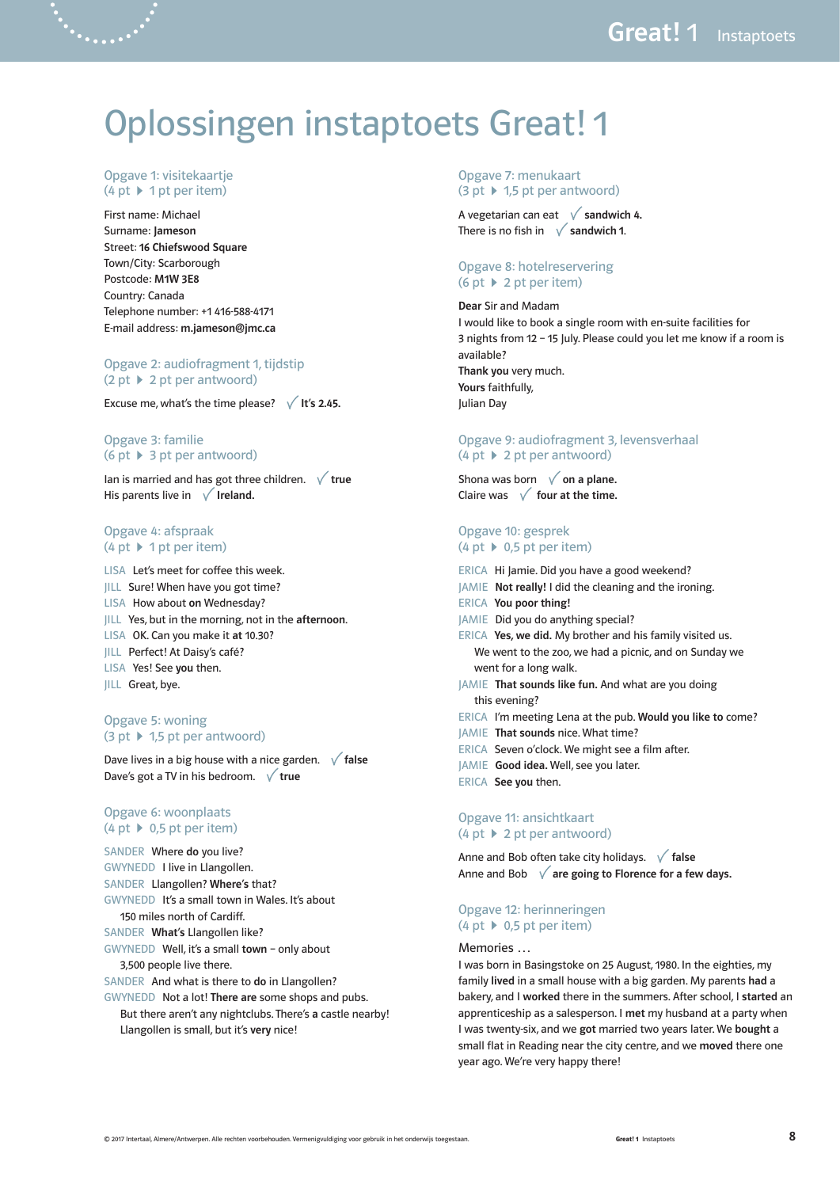# Oplossingen instaptoets Great! 1

## Opgave 1: visitekaartje
(4 pt ▸ 1 pt per item)

First name: Michael
Surname: **Jameson**
Street: **16 Chiefswood Square**
Town/City: Scarborough
Postcode: **M1W 3E8**
Country: Canada
Telephone number: +1 416-588-4171
E-mail address: **m.jameson@jmc.ca**

## Opgave 2: audiofragment 1, tijdstip
(2 pt ▸ 2 pt per antwoord)

Excuse me, what's the time please? √ **It's 2.45.**

## Opgave 3: familie
(6 pt ▸ 3 pt per antwoord)

Ian is married and has got three children. √ **true**
His parents live in √ **Ireland.**

## Opgave 4: afspraak
(4 pt ▸ 1 pt per item)

LISA Let's meet for coffee this week.
JILL Sure! When have you got time?
LISA How about **on** Wednesday?
JILL Yes, but in the morning, not in the **afternoon**.
LISA OK. Can you make it **at** 10.30?
JILL Perfect! At Daisy's café?
LISA Yes! See **you** then.
JILL Great, bye.

## Opgave 5: woning
(3 pt ▸ 1,5 pt per antwoord)

Dave lives in a big house with a nice garden. √ **false**
Dave's got a TV in his bedroom. √ **true**

## Opgave 6: woonplaats
(4 pt ▸ 0,5 pt per item)

SANDER Where **do** you live?
GWYNEDD I live in Llangollen.
SANDER Llangollen? **Where's** that?
GWYNEDD It's a small town in Wales. It's about 150 miles north of Cardiff.
SANDER **What's** Llangollen like?
GWYNEDD Well, it's a small **town** – only about 3,500 people live there.
SANDER And what is there to **do** in Llangollen?
GWYNEDD Not a lot! **There are** some shops and pubs. But there aren't any nightclubs. There's **a** castle nearby! Llangollen is small, but it's **very** nice!

## Opgave 7: menukaart
(3 pt ▸ 1,5 pt per antwoord)

A vegetarian can eat √ **sandwich 4.**
There is no fish in √ **sandwich 1.**

## Opgave 8: hotelreservering
(6 pt ▸ 2 pt per item)

**Dear** Sir and Madam
I would like to book a single room with en-suite facilities for 3 nights from 12 – 15 July. Please could you let me know if a room is available?
**Thank you** very much.
**Yours** faithfully,
Julian Day

## Opgave 9: audiofragment 3, levensverhaal
(4 pt ▸ 2 pt per antwoord)

Shona was born √ **on a plane.**
Claire was √ **four at the time.**

## Opgave 10: gesprek
(4 pt ▸ 0,5 pt per item)

ERICA Hi Jamie. Did you have a good weekend?
JAMIE **Not really!** I did the cleaning and the ironing.
ERICA **You poor thing!**
JAMIE Did you do anything special?
ERICA **Yes, we did.** My brother and his family visited us. We went to the zoo, we had a picnic, and on Sunday we went for a long walk.
JAMIE **That sounds like fun.** And what are you doing this evening?
ERICA I'm meeting Lena at the pub. **Would you like to** come?
JAMIE **That sounds** nice. What time?
ERICA Seven o'clock. We might see a film after.
JAMIE **Good idea.** Well, see you later.
ERICA **See you** then.

## Opgave 11: ansichtkaart
(4 pt ▸ 2 pt per antwoord)

Anne and Bob often take city holidays. √ **false**
Anne and Bob √ **are going to Florence for a few days.**

## Opgave 12: herinneringen
(4 pt ▸ 0,5 pt per item)

Memories …
I was born in Basingstoke on 25 August, 1980. In the eighties, my family **lived** in a small house with a big garden. My parents **had** a bakery, and I **worked** there in the summers. After school, I **started** an apprenticeship as a salesperson. I **met** my husband at a party when I was twenty-six, and we **got** married two years later. We **bought** a small flat in Reading near the city centre, and we **moved** there one year ago. We're very happy there!

© 2017 Intertaal, Almere/Antwerpen. Alle rechten voorbehouden. Vermenigvuldiging voor gebruik in het onderwijs toegestaan.